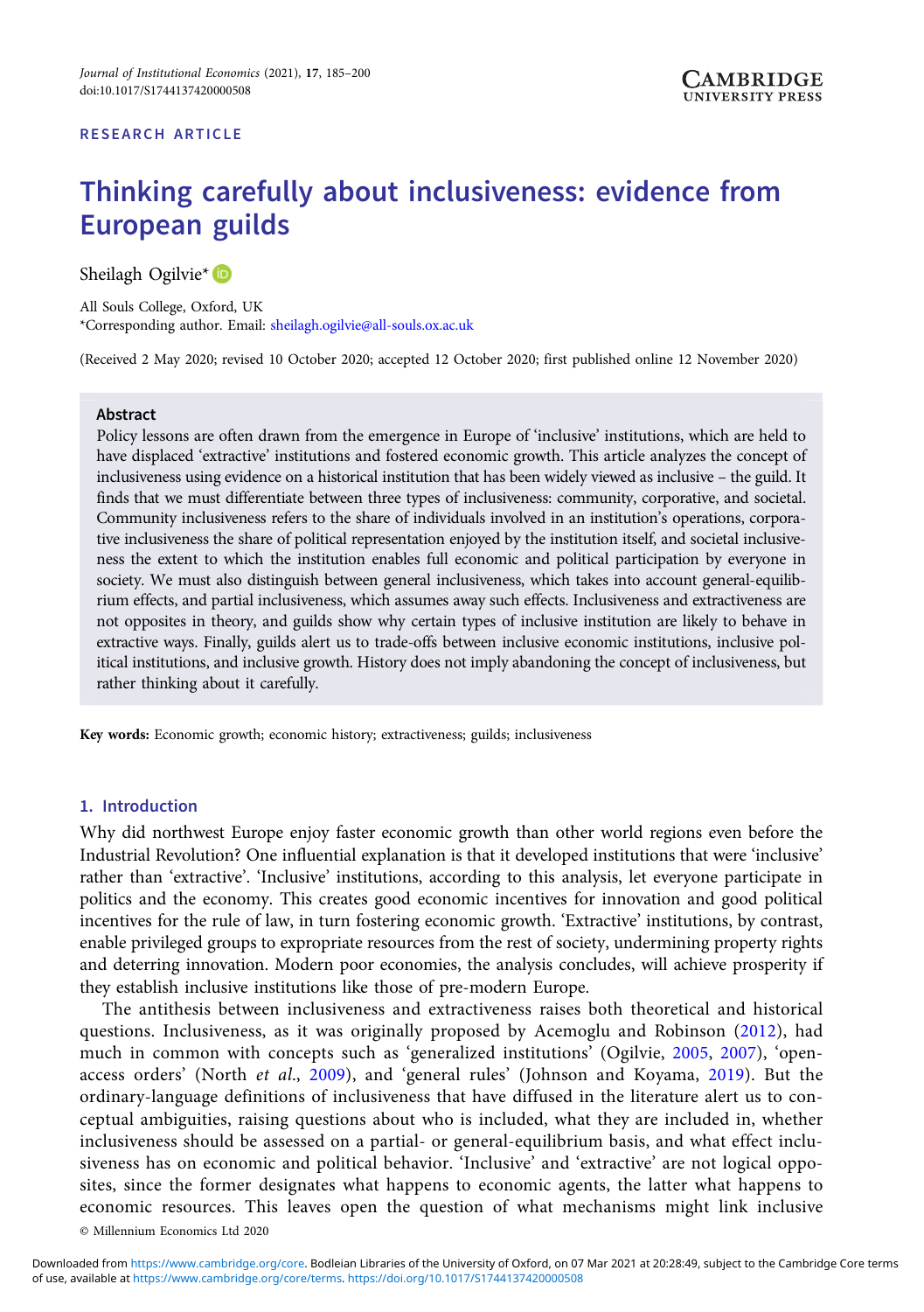RESEARCH ARTICLE

# Thinking carefully about inclusiveness: evidence from European guilds

Sheilagh Ogilvie*

All Souls College, Oxford, UK
*Corresponding author. Email: sheilagh.ogilvie@all-souls.ox.ac.uk

(Received 2 May 2020; revised 10 October 2020; accepted 12 October 2020; first published online 12 November 2020)

## Abstract

Policy lessons are often drawn from the emergence in Europe of 'inclusive' institutions, which are held to have displaced 'extractive' institutions and fostered economic growth. This article analyzes the concept of inclusiveness using evidence on a historical institution that has been widely viewed as inclusive – the guild. It finds that we must differentiate between three types of inclusiveness: community, corporative, and societal. Community inclusiveness refers to the share of individuals involved in an institution's operations, corporative inclusiveness the share of political representation enjoyed by the institution itself, and societal inclusiveness the extent to which the institution enables full economic and political participation by everyone in society. We must also distinguish between general inclusiveness, which takes into account general-equilibrium effects, and partial inclusiveness, which assumes away such effects. Inclusiveness and extractiveness are not opposites in theory, and guilds show why certain types of inclusive institution are likely to behave in extractive ways. Finally, guilds alert us to trade-offs between inclusive economic institutions, inclusive political institutions, and inclusive growth. History does not imply abandoning the concept of inclusiveness, but rather thinking about it carefully.

**Key words:** Economic growth; economic history; extractiveness; guilds; inclusiveness

## 1. Introduction

Why did northwest Europe enjoy faster economic growth than other world regions even before the Industrial Revolution? One influential explanation is that it developed institutions that were 'inclusive' rather than 'extractive'. 'Inclusive' institutions, according to this analysis, let everyone participate in politics and the economy. This creates good economic incentives for innovation and good political incentives for the rule of law, in turn fostering economic growth. 'Extractive' institutions, by contrast, enable privileged groups to expropriate resources from the rest of society, undermining property rights and deterring innovation. Modern poor economies, the analysis concludes, will achieve prosperity if they establish inclusive institutions like those of pre-modern Europe.

The antithesis between inclusiveness and extractiveness raises both theoretical and historical questions. Inclusiveness, as it was originally proposed by Acemoglu and Robinson (2012), had much in common with concepts such as 'generalized institutions' (Ogilvie, 2005, 2007), 'open-access orders' (North *et al.*, 2009), and 'general rules' (Johnson and Koyama, 2019). But the ordinary-language definitions of inclusiveness that have diffused in the literature alert us to conceptual ambiguities, raising questions about who is included, what they are included in, whether inclusiveness should be assessed on a partial- or general-equilibrium basis, and what effect inclusiveness has on economic and political behavior. 'Inclusive' and 'extractive' are not logical opposites, since the former designates what happens to economic agents, the latter what happens to economic resources. This leaves open the question of what mechanisms might link inclusive

© Millennium Economics Ltd 2020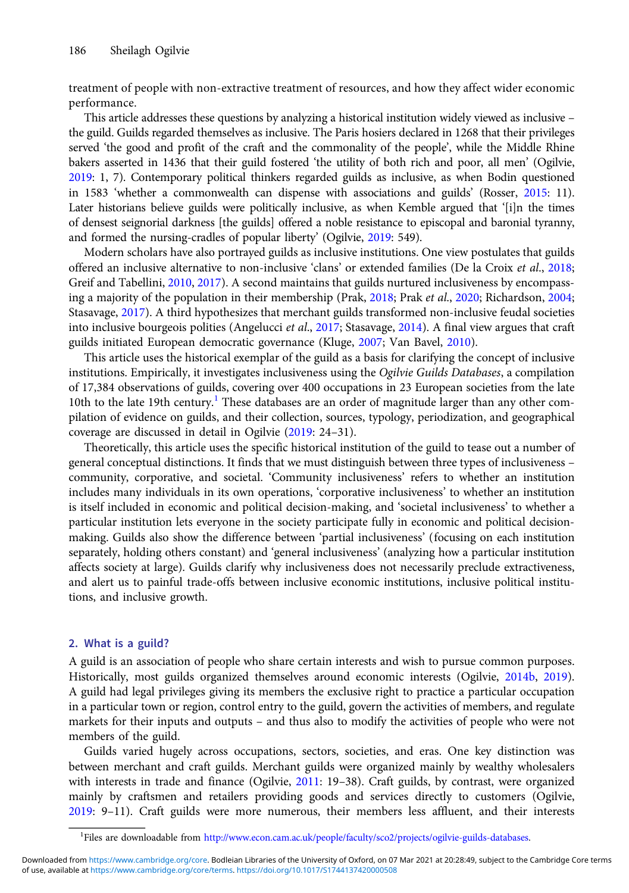treatment of people with non-extractive treatment of resources, and how they affect wider economic performance.

This article addresses these questions by analyzing a historical institution widely viewed as inclusive – the guild. Guilds regarded themselves as inclusive. The Paris hosiers declared in 1268 that their privileges served 'the good and profit of the craft and the commonality of the people', while the Middle Rhine bakers asserted in 1436 that their guild fostered 'the utility of both rich and poor, all men' (Ogilvie, 2019: 1, 7). Contemporary political thinkers regarded guilds as inclusive, as when Bodin questioned in 1583 'whether a commonwealth can dispense with associations and guilds' (Rosser, 2015: 11). Later historians believe guilds were politically inclusive, as when Kemble argued that '[i]n the times of densest seignorial darkness [the guilds] offered a noble resistance to episcopal and baronial tyranny, and formed the nursing-cradles of popular liberty' (Ogilvie, 2019: 549).

Modern scholars have also portrayed guilds as inclusive institutions. One view postulates that guilds offered an inclusive alternative to non-inclusive 'clans' or extended families (De la Croix *et al.*, 2018; Greif and Tabellini, 2010, 2017). A second maintains that guilds nurtured inclusiveness by encompassing a majority of the population in their membership (Prak, 2018; Prak *et al.*, 2020; Richardson, 2004; Stasavage, 2017). A third hypothesizes that merchant guilds transformed non-inclusive feudal societies into inclusive bourgeois polities (Angelucci *et al.*, 2017; Stasavage, 2014). A final view argues that craft guilds initiated European democratic governance (Kluge, 2007; Van Bavel, 2010).

This article uses the historical exemplar of the guild as a basis for clarifying the concept of inclusive institutions. Empirically, it investigates inclusiveness using the *Ogilvie Guilds Databases*, a compilation of 17,384 observations of guilds, covering over 400 occupations in 23 European societies from the late 10th to the late 19th century.[1] These databases are an order of magnitude larger than any other compilation of evidence on guilds, and their collection, sources, typology, periodization, and geographical coverage are discussed in detail in Ogilvie (2019: 24–31).

Theoretically, this article uses the specific historical institution of the guild to tease out a number of general conceptual distinctions. It finds that we must distinguish between three types of inclusiveness – community, corporative, and societal. 'Community inclusiveness' refers to whether an institution includes many individuals in its own operations, 'corporative inclusiveness' to whether an institution is itself included in economic and political decision-making, and 'societal inclusiveness' to whether a particular institution lets everyone in the society participate fully in economic and political decision-making. Guilds also show the difference between 'partial inclusiveness' (focusing on each institution separately, holding others constant) and 'general inclusiveness' (analyzing how a particular institution affects society at large). Guilds clarify why inclusiveness does not necessarily preclude extractiveness, and alert us to painful trade-offs between inclusive economic institutions, inclusive political institutions, and inclusive growth.

## 2. What is a guild?

A guild is an association of people who share certain interests and wish to pursue common purposes. Historically, most guilds organized themselves around economic interests (Ogilvie, 2014b, 2019). A guild had legal privileges giving its members the exclusive right to practice a particular occupation in a particular town or region, control entry to the guild, govern the activities of members, and regulate markets for their inputs and outputs – and thus also to modify the activities of people who were not members of the guild.

Guilds varied hugely across occupations, sectors, societies, and eras. One key distinction was between merchant and craft guilds. Merchant guilds were organized mainly by wealthy wholesalers with interests in trade and finance (Ogilvie, 2011: 19–38). Craft guilds, by contrast, were organized mainly by craftsmen and retailers providing goods and services directly to customers (Ogilvie, 2019: 9–11). Craft guilds were more numerous, their members less affluent, and their interests

[1] Files are downloadable from http://www.econ.cam.ac.uk/people/faculty/sco2/projects/ogilvie-guilds-databases.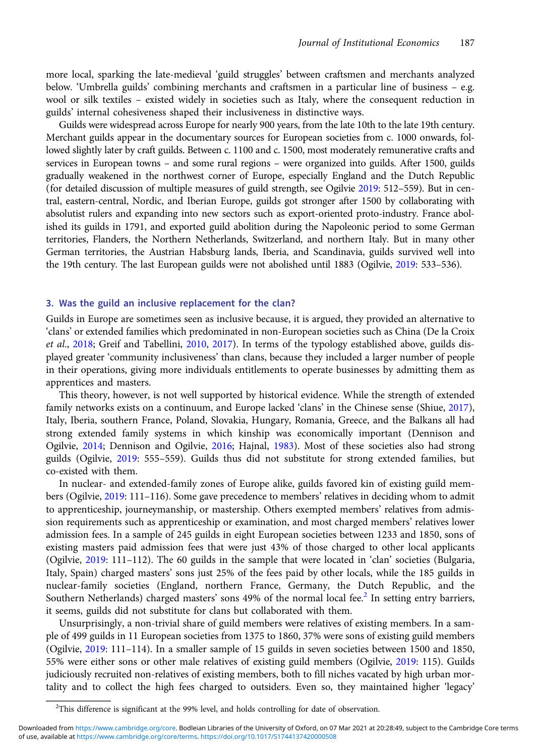more local, sparking the late-medieval 'guild struggles' between craftsmen and merchants analyzed below. 'Umbrella guilds' combining merchants and craftsmen in a particular line of business – e.g. wool or silk textiles – existed widely in societies such as Italy, where the consequent reduction in guilds' internal cohesiveness shaped their inclusiveness in distinctive ways.

Guilds were widespread across Europe for nearly 900 years, from the late 10th to the late 19th century. Merchant guilds appear in the documentary sources for European societies from c. 1000 onwards, followed slightly later by craft guilds. Between c. 1100 and c. 1500, most moderately remunerative crafts and services in European towns – and some rural regions – were organized into guilds. After 1500, guilds gradually weakened in the northwest corner of Europe, especially England and the Dutch Republic (for detailed discussion of multiple measures of guild strength, see Ogilvie 2019: 512–559). But in central, eastern-central, Nordic, and Iberian Europe, guilds got stronger after 1500 by collaborating with absolutist rulers and expanding into new sectors such as export-oriented proto-industry. France abolished its guilds in 1791, and exported guild abolition during the Napoleonic period to some German territories, Flanders, the Northern Netherlands, Switzerland, and northern Italy. But in many other German territories, the Austrian Habsburg lands, Iberia, and Scandinavia, guilds survived well into the 19th century. The last European guilds were not abolished until 1883 (Ogilvie, 2019: 533–536).

## 3. Was the guild an inclusive replacement for the clan?

Guilds in Europe are sometimes seen as inclusive because, it is argued, they provided an alternative to 'clans' or extended families which predominated in non-European societies such as China (De la Croix *et al*., 2018; Greif and Tabellini, 2010, 2017). In terms of the typology established above, guilds displayed greater 'community inclusiveness' than clans, because they included a larger number of people in their operations, giving more individuals entitlements to operate businesses by admitting them as apprentices and masters.

This theory, however, is not well supported by historical evidence. While the strength of extended family networks exists on a continuum, and Europe lacked 'clans' in the Chinese sense (Shiue, 2017), Italy, Iberia, southern France, Poland, Slovakia, Hungary, Romania, Greece, and the Balkans all had strong extended family systems in which kinship was economically important (Dennison and Ogilvie, 2014; Dennison and Ogilvie, 2016; Hajnal, 1983). Most of these societies also had strong guilds (Ogilvie, 2019: 555–559). Guilds thus did not substitute for strong extended families, but co-existed with them.

In nuclear- and extended-family zones of Europe alike, guilds favored kin of existing guild members (Ogilvie, 2019: 111–116). Some gave precedence to members' relatives in deciding whom to admit to apprenticeship, journeymanship, or mastership. Others exempted members' relatives from admission requirements such as apprenticeship or examination, and most charged members' relatives lower admission fees. In a sample of 245 guilds in eight European societies between 1233 and 1850, sons of existing masters paid admission fees that were just 43% of those charged to other local applicants (Ogilvie, 2019: 111–112). The 60 guilds in the sample that were located in 'clan' societies (Bulgaria, Italy, Spain) charged masters' sons just 25% of the fees paid by other locals, while the 185 guilds in nuclear-family societies (England, northern France, Germany, the Dutch Republic, and the Southern Netherlands) charged masters' sons 49% of the normal local fee.[2] In setting entry barriers, it seems, guilds did not substitute for clans but collaborated with them.

Unsurprisingly, a non-trivial share of guild members were relatives of existing members. In a sample of 499 guilds in 11 European societies from 1375 to 1860, 37% were sons of existing guild members (Ogilvie, 2019: 111–114). In a smaller sample of 15 guilds in seven societies between 1500 and 1850, 55% were either sons or other male relatives of existing guild members (Ogilvie, 2019: 115). Guilds judiciously recruited non-relatives of existing members, both to fill niches vacated by high urban mortality and to collect the high fees charged to outsiders. Even so, they maintained higher 'legacy'

[2]This difference is significant at the 99% level, and holds controlling for date of observation.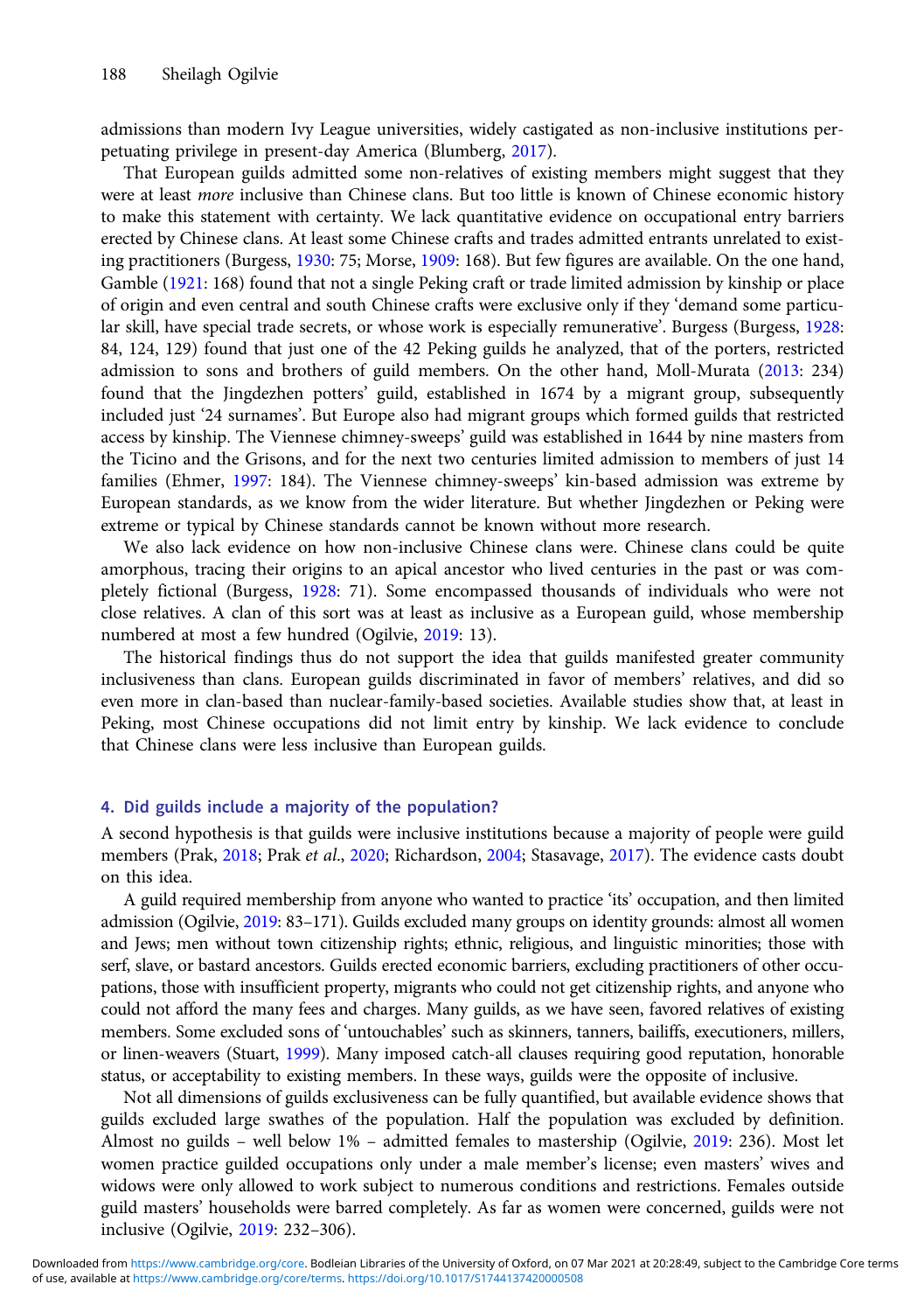admissions than modern Ivy League universities, widely castigated as non-inclusive institutions perpetuating privilege in present-day America (Blumberg, 2017).

That European guilds admitted some non-relatives of existing members might suggest that they were at least *more* inclusive than Chinese clans. But too little is known of Chinese economic history to make this statement with certainty. We lack quantitative evidence on occupational entry barriers erected by Chinese clans. At least some Chinese crafts and trades admitted entrants unrelated to existing practitioners (Burgess, 1930: 75; Morse, 1909: 168). But few figures are available. On the one hand, Gamble (1921: 168) found that not a single Peking craft or trade limited admission by kinship or place of origin and even central and south Chinese crafts were exclusive only if they 'demand some particular skill, have special trade secrets, or whose work is especially remunerative'. Burgess (Burgess, 1928: 84, 124, 129) found that just one of the 42 Peking guilds he analyzed, that of the porters, restricted admission to sons and brothers of guild members. On the other hand, Moll-Murata (2013: 234) found that the Jingdezhen potters' guild, established in 1674 by a migrant group, subsequently included just '24 surnames'. But Europe also had migrant groups which formed guilds that restricted access by kinship. The Viennese chimney-sweeps' guild was established in 1644 by nine masters from the Ticino and the Grisons, and for the next two centuries limited admission to members of just 14 families (Ehmer, 1997: 184). The Viennese chimney-sweeps' kin-based admission was extreme by European standards, as we know from the wider literature. But whether Jingdezhen or Peking were extreme or typical by Chinese standards cannot be known without more research.

We also lack evidence on how non-inclusive Chinese clans were. Chinese clans could be quite amorphous, tracing their origins to an apical ancestor who lived centuries in the past or was completely fictional (Burgess, 1928: 71). Some encompassed thousands of individuals who were not close relatives. A clan of this sort was at least as inclusive as a European guild, whose membership numbered at most a few hundred (Ogilvie, 2019: 13).

The historical findings thus do not support the idea that guilds manifested greater community inclusiveness than clans. European guilds discriminated in favor of members' relatives, and did so even more in clan-based than nuclear-family-based societies. Available studies show that, at least in Peking, most Chinese occupations did not limit entry by kinship. We lack evidence to conclude that Chinese clans were less inclusive than European guilds.

## 4. Did guilds include a majority of the population?

A second hypothesis is that guilds were inclusive institutions because a majority of people were guild members (Prak, 2018; Prak *et al.*, 2020; Richardson, 2004; Stasavage, 2017). The evidence casts doubt on this idea.

A guild required membership from anyone who wanted to practice 'its' occupation, and then limited admission (Ogilvie, 2019: 83–171). Guilds excluded many groups on identity grounds: almost all women and Jews; men without town citizenship rights; ethnic, religious, and linguistic minorities; those with serf, slave, or bastard ancestors. Guilds erected economic barriers, excluding practitioners of other occupations, those with insufficient property, migrants who could not get citizenship rights, and anyone who could not afford the many fees and charges. Many guilds, as we have seen, favored relatives of existing members. Some excluded sons of 'untouchables' such as skinners, tanners, bailiffs, executioners, millers, or linen-weavers (Stuart, 1999). Many imposed catch-all clauses requiring good reputation, honorable status, or acceptability to existing members. In these ways, guilds were the opposite of inclusive.

Not all dimensions of guilds exclusiveness can be fully quantified, but available evidence shows that guilds excluded large swathes of the population. Half the population was excluded by definition. Almost no guilds – well below 1% – admitted females to mastership (Ogilvie, 2019: 236). Most let women practice guilded occupations only under a male member's license; even masters' wives and widows were only allowed to work subject to numerous conditions and restrictions. Females outside guild masters' households were barred completely. As far as women were concerned, guilds were not inclusive (Ogilvie, 2019: 232–306).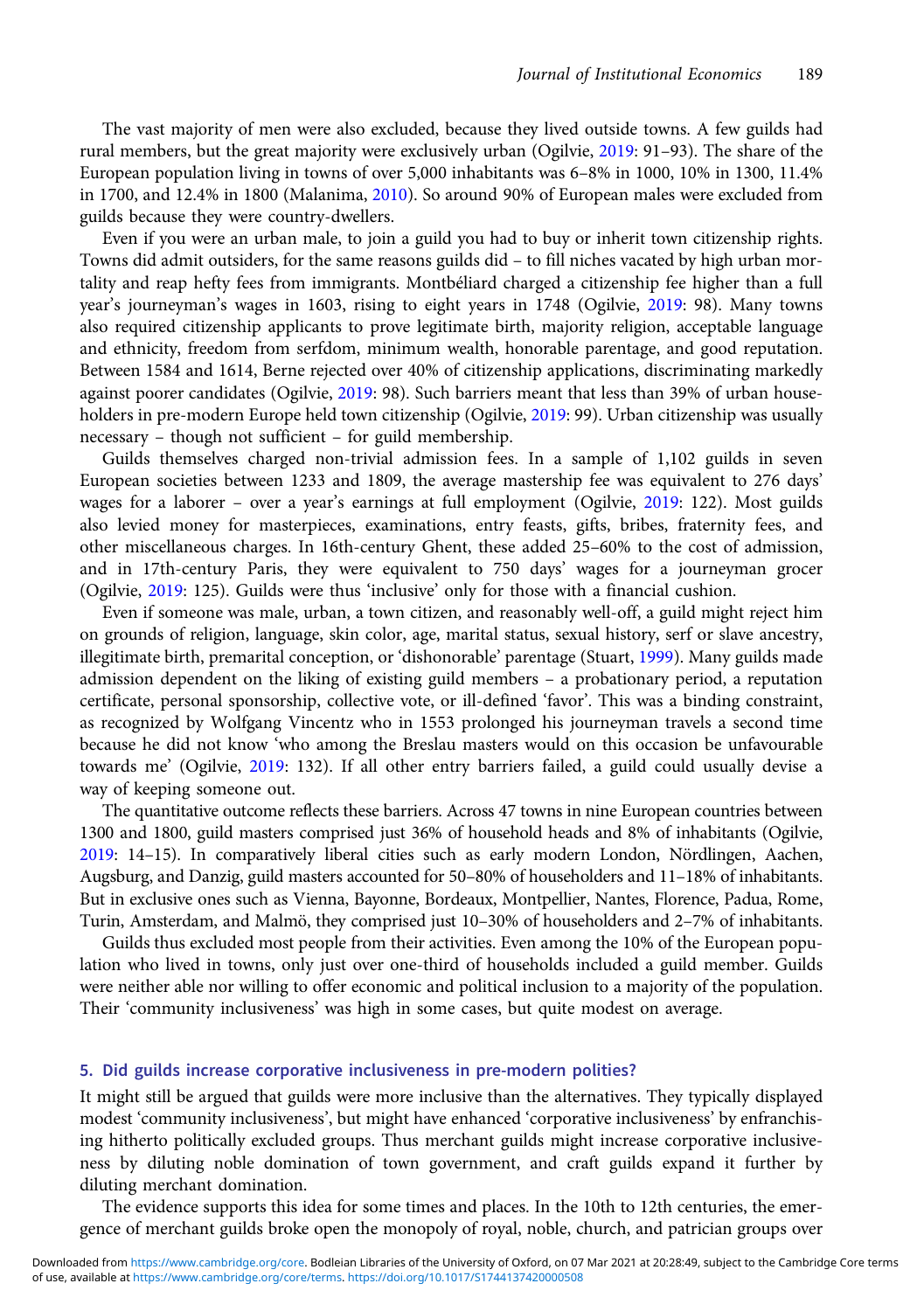The vast majority of men were also excluded, because they lived outside towns. A few guilds had rural members, but the great majority were exclusively urban (Ogilvie, 2019: 91–93). The share of the European population living in towns of over 5,000 inhabitants was 6–8% in 1000, 10% in 1300, 11.4% in 1700, and 12.4% in 1800 (Malanima, 2010). So around 90% of European males were excluded from guilds because they were country-dwellers.

Even if you were an urban male, to join a guild you had to buy or inherit town citizenship rights. Towns did admit outsiders, for the same reasons guilds did – to fill niches vacated by high urban mortality and reap hefty fees from immigrants. Montbéliard charged a citizenship fee higher than a full year's journeyman's wages in 1603, rising to eight years in 1748 (Ogilvie, 2019: 98). Many towns also required citizenship applicants to prove legitimate birth, majority religion, acceptable language and ethnicity, freedom from serfdom, minimum wealth, honorable parentage, and good reputation. Between 1584 and 1614, Berne rejected over 40% of citizenship applications, discriminating markedly against poorer candidates (Ogilvie, 2019: 98). Such barriers meant that less than 39% of urban householders in pre-modern Europe held town citizenship (Ogilvie, 2019: 99). Urban citizenship was usually necessary – though not sufficient – for guild membership.

Guilds themselves charged non-trivial admission fees. In a sample of 1,102 guilds in seven European societies between 1233 and 1809, the average mastership fee was equivalent to 276 days' wages for a laborer – over a year's earnings at full employment (Ogilvie, 2019: 122). Most guilds also levied money for masterpieces, examinations, entry feasts, gifts, bribes, fraternity fees, and other miscellaneous charges. In 16th-century Ghent, these added 25–60% to the cost of admission, and in 17th-century Paris, they were equivalent to 750 days' wages for a journeyman grocer (Ogilvie, 2019: 125). Guilds were thus 'inclusive' only for those with a financial cushion.

Even if someone was male, urban, a town citizen, and reasonably well-off, a guild might reject him on grounds of religion, language, skin color, age, marital status, sexual history, serf or slave ancestry, illegitimate birth, premarital conception, or 'dishonorable' parentage (Stuart, 1999). Many guilds made admission dependent on the liking of existing guild members – a probationary period, a reputation certificate, personal sponsorship, collective vote, or ill-defined 'favor'. This was a binding constraint, as recognized by Wolfgang Vincentz who in 1553 prolonged his journeyman travels a second time because he did not know 'who among the Breslau masters would on this occasion be unfavourable towards me' (Ogilvie, 2019: 132). If all other entry barriers failed, a guild could usually devise a way of keeping someone out.

The quantitative outcome reflects these barriers. Across 47 towns in nine European countries between 1300 and 1800, guild masters comprised just 36% of household heads and 8% of inhabitants (Ogilvie, 2019: 14–15). In comparatively liberal cities such as early modern London, Nördlingen, Aachen, Augsburg, and Danzig, guild masters accounted for 50–80% of householders and 11–18% of inhabitants. But in exclusive ones such as Vienna, Bayonne, Bordeaux, Montpellier, Nantes, Florence, Padua, Rome, Turin, Amsterdam, and Malmö, they comprised just 10–30% of householders and 2–7% of inhabitants.

Guilds thus excluded most people from their activities. Even among the 10% of the European population who lived in towns, only just over one-third of households included a guild member. Guilds were neither able nor willing to offer economic and political inclusion to a majority of the population. Their 'community inclusiveness' was high in some cases, but quite modest on average.

## 5. Did guilds increase corporative inclusiveness in pre-modern polities?

It might still be argued that guilds were more inclusive than the alternatives. They typically displayed modest 'community inclusiveness', but might have enhanced 'corporative inclusiveness' by enfranchising hitherto politically excluded groups. Thus merchant guilds might increase corporative inclusiveness by diluting noble domination of town government, and craft guilds expand it further by diluting merchant domination.

The evidence supports this idea for some times and places. In the 10th to 12th centuries, the emergence of merchant guilds broke open the monopoly of royal, noble, church, and patrician groups over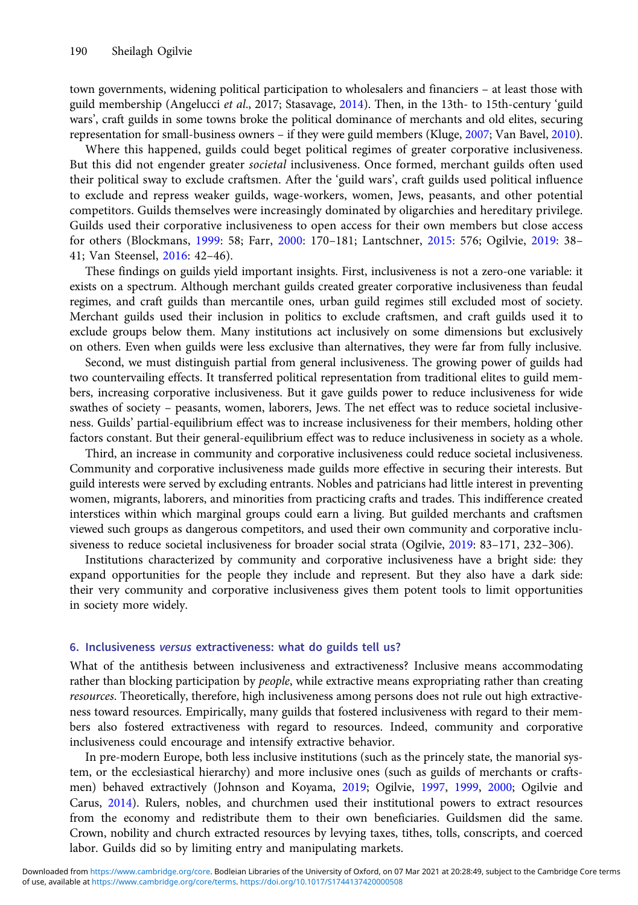town governments, widening political participation to wholesalers and financiers – at least those with guild membership (Angelucci *et al*., 2017; Stasavage, 2014). Then, in the 13th- to 15th-century 'guild wars', craft guilds in some towns broke the political dominance of merchants and old elites, securing representation for small-business owners – if they were guild members (Kluge, 2007; Van Bavel, 2010).

Where this happened, guilds could beget political regimes of greater corporative inclusiveness. But this did not engender greater *societal* inclusiveness. Once formed, merchant guilds often used their political sway to exclude craftsmen. After the 'guild wars', craft guilds used political influence to exclude and repress weaker guilds, wage-workers, women, Jews, peasants, and other potential competitors. Guilds themselves were increasingly dominated by oligarchies and hereditary privilege. Guilds used their corporative inclusiveness to open access for their own members but close access for others (Blockmans, 1999: 58; Farr, 2000: 170–181; Lantschner, 2015: 576; Ogilvie, 2019: 38–41; Van Steensel, 2016: 42–46).

These findings on guilds yield important insights. First, inclusiveness is not a zero-one variable: it exists on a spectrum. Although merchant guilds created greater corporative inclusiveness than feudal regimes, and craft guilds than mercantile ones, urban guild regimes still excluded most of society. Merchant guilds used their inclusion in politics to exclude craftsmen, and craft guilds used it to exclude groups below them. Many institutions act inclusively on some dimensions but exclusively on others. Even when guilds were less exclusive than alternatives, they were far from fully inclusive.

Second, we must distinguish partial from general inclusiveness. The growing power of guilds had two countervailing effects. It transferred political representation from traditional elites to guild members, increasing corporative inclusiveness. But it gave guilds power to reduce inclusiveness for wide swathes of society – peasants, women, laborers, Jews. The net effect was to reduce societal inclusiveness. Guilds' partial-equilibrium effect was to increase inclusiveness for their members, holding other factors constant. But their general-equilibrium effect was to reduce inclusiveness in society as a whole.

Third, an increase in community and corporative inclusiveness could reduce societal inclusiveness. Community and corporative inclusiveness made guilds more effective in securing their interests. But guild interests were served by excluding entrants. Nobles and patricians had little interest in preventing women, migrants, laborers, and minorities from practicing crafts and trades. This indifference created interstices within which marginal groups could earn a living. But guilded merchants and craftsmen viewed such groups as dangerous competitors, and used their own community and corporative inclusiveness to reduce societal inclusiveness for broader social strata (Ogilvie, 2019: 83–171, 232–306).

Institutions characterized by community and corporative inclusiveness have a bright side: they expand opportunities for the people they include and represent. But they also have a dark side: their very community and corporative inclusiveness gives them potent tools to limit opportunities in society more widely.

## 6. Inclusiveness *versus* extractiveness: what do guilds tell us?

What of the antithesis between inclusiveness and extractiveness? Inclusive means accommodating rather than blocking participation by *people*, while extractive means expropriating rather than creating *resources*. Theoretically, therefore, high inclusiveness among persons does not rule out high extractiveness toward resources. Empirically, many guilds that fostered inclusiveness with regard to their members also fostered extractiveness with regard to resources. Indeed, community and corporative inclusiveness could encourage and intensify extractive behavior.

In pre-modern Europe, both less inclusive institutions (such as the princely state, the manorial system, or the ecclesiastical hierarchy) and more inclusive ones (such as guilds of merchants or craftsmen) behaved extractively (Johnson and Koyama, 2019; Ogilvie, 1997, 1999, 2000; Ogilvie and Carus, 2014). Rulers, nobles, and churchmen used their institutional powers to extract resources from the economy and redistribute them to their own beneficiaries. Guildsmen did the same. Crown, nobility and church extracted resources by levying taxes, tithes, tolls, conscripts, and coerced labor. Guilds did so by limiting entry and manipulating markets.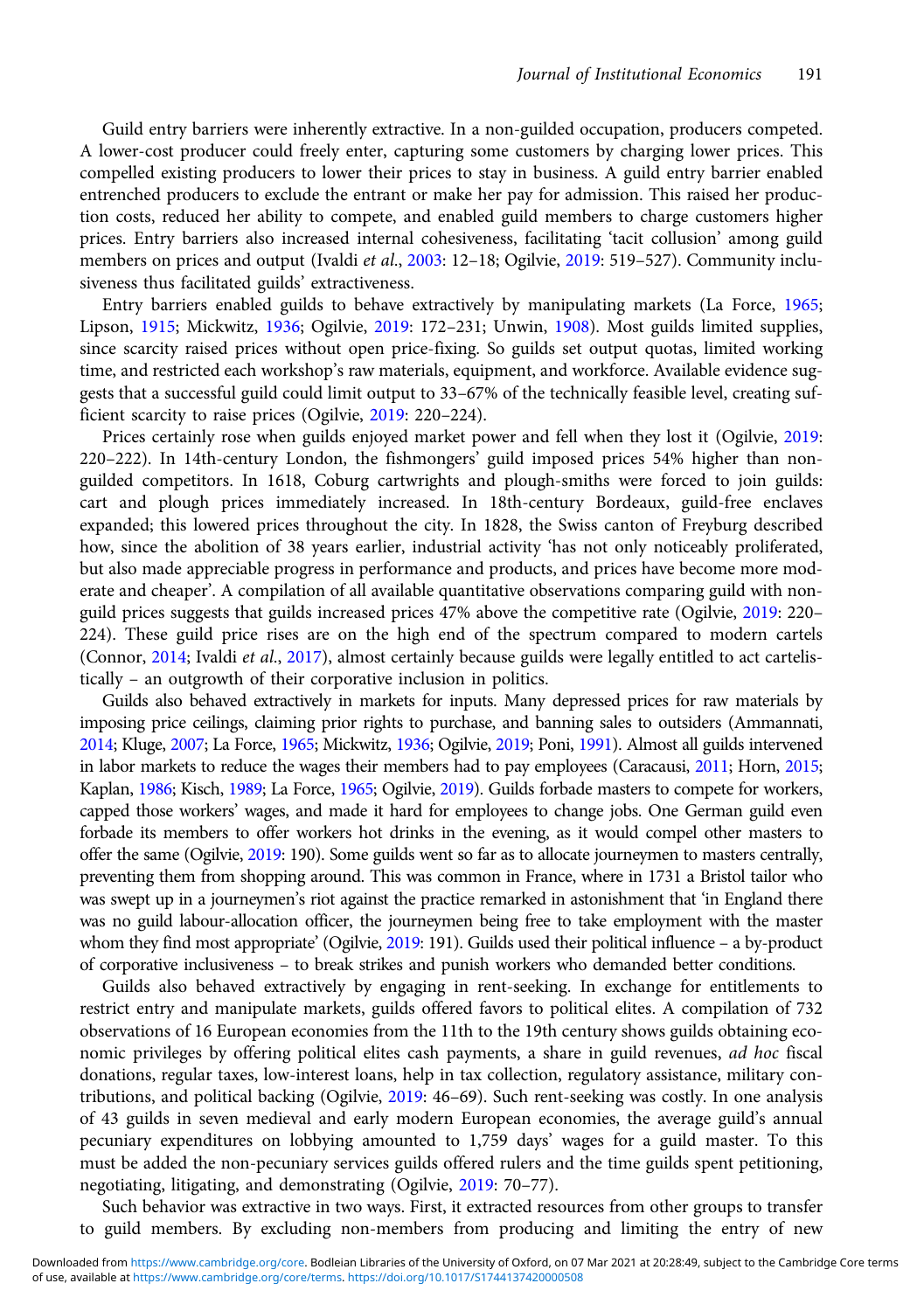Guild entry barriers were inherently extractive. In a non-guilded occupation, producers competed. A lower-cost producer could freely enter, capturing some customers by charging lower prices. This compelled existing producers to lower their prices to stay in business. A guild entry barrier enabled entrenched producers to exclude the entrant or make her pay for admission. This raised her production costs, reduced her ability to compete, and enabled guild members to charge customers higher prices. Entry barriers also increased internal cohesiveness, facilitating 'tacit collusion' among guild members on prices and output (Ivaldi *et al.*, 2003: 12–18; Ogilvie, 2019: 519–527). Community inclusiveness thus facilitated guilds' extractiveness.

Entry barriers enabled guilds to behave extractively by manipulating markets (La Force, 1965; Lipson, 1915; Mickwitz, 1936; Ogilvie, 2019: 172–231; Unwin, 1908). Most guilds limited supplies, since scarcity raised prices without open price-fixing. So guilds set output quotas, limited working time, and restricted each workshop's raw materials, equipment, and workforce. Available evidence suggests that a successful guild could limit output to 33–67% of the technically feasible level, creating sufficient scarcity to raise prices (Ogilvie, 2019: 220–224).

Prices certainly rose when guilds enjoyed market power and fell when they lost it (Ogilvie, 2019: 220–222). In 14th-century London, the fishmongers' guild imposed prices 54% higher than non-guilded competitors. In 1618, Coburg cartwrights and plough-smiths were forced to join guilds: cart and plough prices immediately increased. In 18th-century Bordeaux, guild-free enclaves expanded; this lowered prices throughout the city. In 1828, the Swiss canton of Freyburg described how, since the abolition of 38 years earlier, industrial activity 'has not only noticeably proliferated, but also made appreciable progress in performance and products, and prices have become more moderate and cheaper'. A compilation of all available quantitative observations comparing guild with non-guild prices suggests that guilds increased prices 47% above the competitive rate (Ogilvie, 2019: 220–224). These guild price rises are on the high end of the spectrum compared to modern cartels (Connor, 2014; Ivaldi *et al.*, 2017), almost certainly because guilds were legally entitled to act cartelistically – an outgrowth of their corporative inclusion in politics.

Guilds also behaved extractively in markets for inputs. Many depressed prices for raw materials by imposing price ceilings, claiming prior rights to purchase, and banning sales to outsiders (Ammannati, 2014; Kluge, 2007; La Force, 1965; Mickwitz, 1936; Ogilvie, 2019; Poni, 1991). Almost all guilds intervened in labor markets to reduce the wages their members had to pay employees (Caracausi, 2011; Horn, 2015; Kaplan, 1986; Kisch, 1989; La Force, 1965; Ogilvie, 2019). Guilds forbade masters to compete for workers, capped those workers' wages, and made it hard for employees to change jobs. One German guild even forbade its members to offer workers hot drinks in the evening, as it would compel other masters to offer the same (Ogilvie, 2019: 190). Some guilds went so far as to allocate journeymen to masters centrally, preventing them from shopping around. This was common in France, where in 1731 a Bristol tailor who was swept up in a journeymen's riot against the practice remarked in astonishment that 'in England there was no guild labour-allocation officer, the journeymen being free to take employment with the master whom they find most appropriate' (Ogilvie, 2019: 191). Guilds used their political influence – a by-product of corporative inclusiveness – to break strikes and punish workers who demanded better conditions.

Guilds also behaved extractively by engaging in rent-seeking. In exchange for entitlements to restrict entry and manipulate markets, guilds offered favors to political elites. A compilation of 732 observations of 16 European economies from the 11th to the 19th century shows guilds obtaining economic privileges by offering political elites cash payments, a share in guild revenues, *ad hoc* fiscal donations, regular taxes, low-interest loans, help in tax collection, regulatory assistance, military contributions, and political backing (Ogilvie, 2019: 46–69). Such rent-seeking was costly. In one analysis of 43 guilds in seven medieval and early modern European economies, the average guild's annual pecuniary expenditures on lobbying amounted to 1,759 days' wages for a guild master. To this must be added the non-pecuniary services guilds offered rulers and the time guilds spent petitioning, negotiating, litigating, and demonstrating (Ogilvie, 2019: 70–77).

Such behavior was extractive in two ways. First, it extracted resources from other groups to transfer to guild members. By excluding non-members from producing and limiting the entry of new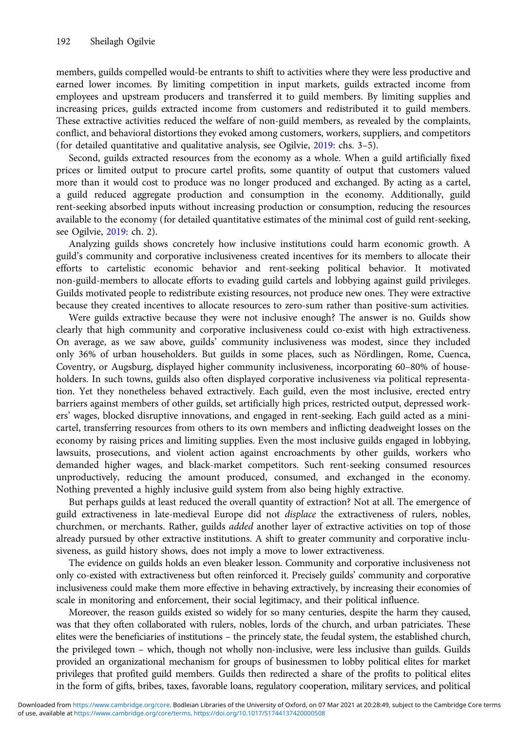members, guilds compelled would-be entrants to shift to activities where they were less productive and earned lower incomes. By limiting competition in input markets, guilds extracted income from employees and upstream producers and transferred it to guild members. By limiting supplies and increasing prices, guilds extracted income from customers and redistributed it to guild members. These extractive activities reduced the welfare of non-guild members, as revealed by the complaints, conflict, and behavioral distortions they evoked among customers, workers, suppliers, and competitors (for detailed quantitative and qualitative analysis, see Ogilvie, 2019: chs. 3–5).

Second, guilds extracted resources from the economy as a whole. When a guild artificially fixed prices or limited output to procure cartel profits, some quantity of output that customers valued more than it would cost to produce was no longer produced and exchanged. By acting as a cartel, a guild reduced aggregate production and consumption in the economy. Additionally, guild rent-seeking absorbed inputs without increasing production or consumption, reducing the resources available to the economy (for detailed quantitative estimates of the minimal cost of guild rent-seeking, see Ogilvie, 2019: ch. 2).

Analyzing guilds shows concretely how inclusive institutions could harm economic growth. A guild's community and corporative inclusiveness created incentives for its members to allocate their efforts to cartelistic economic behavior and rent-seeking political behavior. It motivated non-guild-members to allocate efforts to evading guild cartels and lobbying against guild privileges. Guilds motivated people to redistribute existing resources, not produce new ones. They were extractive because they created incentives to allocate resources to zero-sum rather than positive-sum activities.

Were guilds extractive because they were not inclusive enough? The answer is no. Guilds show clearly that high community and corporative inclusiveness could co-exist with high extractiveness. On average, as we saw above, guilds' community inclusiveness was modest, since they included only 36% of urban householders. But guilds in some places, such as Nördlingen, Rome, Cuenca, Coventry, or Augsburg, displayed higher community inclusiveness, incorporating 60–80% of householders. In such towns, guilds also often displayed corporative inclusiveness via political representation. Yet they nonetheless behaved extractively. Each guild, even the most inclusive, erected entry barriers against members of other guilds, set artificially high prices, restricted output, depressed workers' wages, blocked disruptive innovations, and engaged in rent-seeking. Each guild acted as a mini-cartel, transferring resources from others to its own members and inflicting deadweight losses on the economy by raising prices and limiting supplies. Even the most inclusive guilds engaged in lobbying, lawsuits, prosecutions, and violent action against encroachments by other guilds, workers who demanded higher wages, and black-market competitors. Such rent-seeking consumed resources unproductively, reducing the amount produced, consumed, and exchanged in the economy. Nothing prevented a highly inclusive guild system from also being highly extractive.

But perhaps guilds at least reduced the overall quantity of extraction? Not at all. The emergence of guild extractiveness in late-medieval Europe did not *displace* the extractiveness of rulers, nobles, churchmen, or merchants. Rather, guilds *added* another layer of extractive activities on top of those already pursued by other extractive institutions. A shift to greater community and corporative inclusiveness, as guild history shows, does not imply a move to lower extractiveness.

The evidence on guilds holds an even bleaker lesson. Community and corporative inclusiveness not only co-existed with extractiveness but often reinforced it. Precisely guilds' community and corporative inclusiveness could make them more effective in behaving extractively, by increasing their economies of scale in monitoring and enforcement, their social legitimacy, and their political influence.

Moreover, the reason guilds existed so widely for so many centuries, despite the harm they caused, was that they often collaborated with rulers, nobles, lords of the church, and urban patriciates. These elites were the beneficiaries of institutions – the princely state, the feudal system, the established church, the privileged town – which, though not wholly non-inclusive, were less inclusive than guilds. Guilds provided an organizational mechanism for groups of businessmen to lobby political elites for market privileges that profited guild members. Guilds then redirected a share of the profits to political elites in the form of gifts, bribes, taxes, favorable loans, regulatory cooperation, military services, and political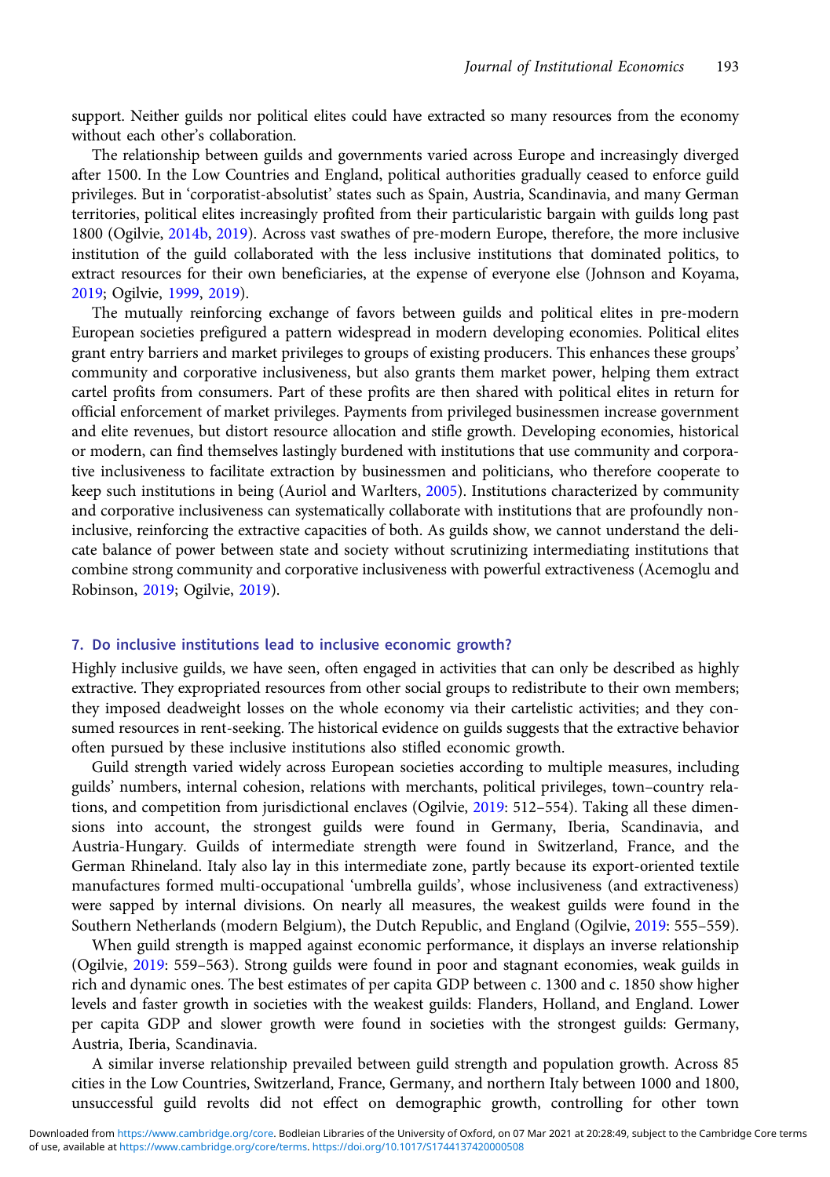support. Neither guilds nor political elites could have extracted so many resources from the economy without each other's collaboration.

The relationship between guilds and governments varied across Europe and increasingly diverged after 1500. In the Low Countries and England, political authorities gradually ceased to enforce guild privileges. But in 'corporatist-absolutist' states such as Spain, Austria, Scandinavia, and many German territories, political elites increasingly profited from their particularistic bargain with guilds long past 1800 (Ogilvie, 2014b, 2019). Across vast swathes of pre-modern Europe, therefore, the more inclusive institution of the guild collaborated with the less inclusive institutions that dominated politics, to extract resources for their own beneficiaries, at the expense of everyone else (Johnson and Koyama, 2019; Ogilvie, 1999, 2019).

The mutually reinforcing exchange of favors between guilds and political elites in pre-modern European societies prefigured a pattern widespread in modern developing economies. Political elites grant entry barriers and market privileges to groups of existing producers. This enhances these groups' community and corporative inclusiveness, but also grants them market power, helping them extract cartel profits from consumers. Part of these profits are then shared with political elites in return for official enforcement of market privileges. Payments from privileged businessmen increase government and elite revenues, but distort resource allocation and stifle growth. Developing economies, historical or modern, can find themselves lastingly burdened with institutions that use community and corporative inclusiveness to facilitate extraction by businessmen and politicians, who therefore cooperate to keep such institutions in being (Auriol and Warlters, 2005). Institutions characterized by community and corporative inclusiveness can systematically collaborate with institutions that are profoundly non-inclusive, reinforcing the extractive capacities of both. As guilds show, we cannot understand the delicate balance of power between state and society without scrutinizing intermediating institutions that combine strong community and corporative inclusiveness with powerful extractiveness (Acemoglu and Robinson, 2019; Ogilvie, 2019).

## 7. Do inclusive institutions lead to inclusive economic growth?

Highly inclusive guilds, we have seen, often engaged in activities that can only be described as highly extractive. They expropriated resources from other social groups to redistribute to their own members; they imposed deadweight losses on the whole economy via their cartelistic activities; and they consumed resources in rent-seeking. The historical evidence on guilds suggests that the extractive behavior often pursued by these inclusive institutions also stifled economic growth.

Guild strength varied widely across European societies according to multiple measures, including guilds' numbers, internal cohesion, relations with merchants, political privileges, town–country relations, and competition from jurisdictional enclaves (Ogilvie, 2019: 512–554). Taking all these dimensions into account, the strongest guilds were found in Germany, Iberia, Scandinavia, and Austria-Hungary. Guilds of intermediate strength were found in Switzerland, France, and the German Rhineland. Italy also lay in this intermediate zone, partly because its export-oriented textile manufactures formed multi-occupational 'umbrella guilds', whose inclusiveness (and extractiveness) were sapped by internal divisions. On nearly all measures, the weakest guilds were found in the Southern Netherlands (modern Belgium), the Dutch Republic, and England (Ogilvie, 2019: 555–559).

When guild strength is mapped against economic performance, it displays an inverse relationship (Ogilvie, 2019: 559–563). Strong guilds were found in poor and stagnant economies, weak guilds in rich and dynamic ones. The best estimates of per capita GDP between c. 1300 and c. 1850 show higher levels and faster growth in societies with the weakest guilds: Flanders, Holland, and England. Lower per capita GDP and slower growth were found in societies with the strongest guilds: Germany, Austria, Iberia, Scandinavia.

A similar inverse relationship prevailed between guild strength and population growth. Across 85 cities in the Low Countries, Switzerland, France, Germany, and northern Italy between 1000 and 1800, unsuccessful guild revolts did not effect on demographic growth, controlling for other town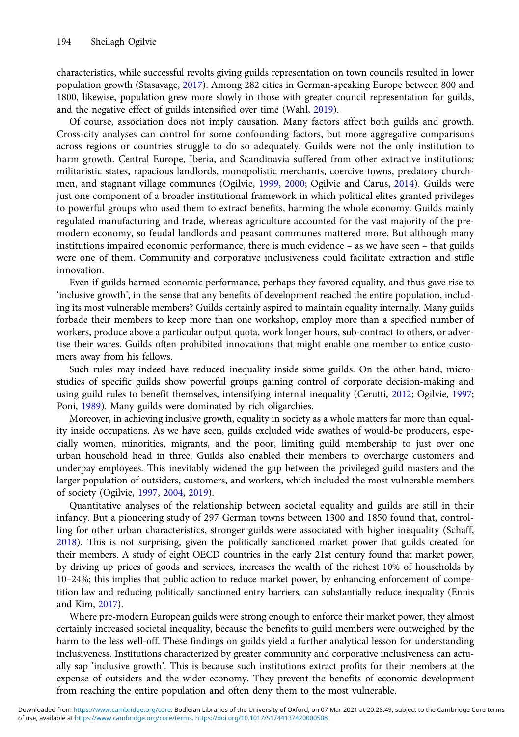characteristics, while successful revolts giving guilds representation on town councils resulted in lower population growth (Stasavage, 2017). Among 282 cities in German-speaking Europe between 800 and 1800, likewise, population grew more slowly in those with greater council representation for guilds, and the negative effect of guilds intensified over time (Wahl, 2019).

Of course, association does not imply causation. Many factors affect both guilds and growth. Cross-city analyses can control for some confounding factors, but more aggregative comparisons across regions or countries struggle to do so adequately. Guilds were not the only institution to harm growth. Central Europe, Iberia, and Scandinavia suffered from other extractive institutions: militaristic states, rapacious landlords, monopolistic merchants, coercive towns, predatory churchmen, and stagnant village communes (Ogilvie, 1999, 2000; Ogilvie and Carus, 2014). Guilds were just one component of a broader institutional framework in which political elites granted privileges to powerful groups who used them to extract benefits, harming the whole economy. Guilds mainly regulated manufacturing and trade, whereas agriculture accounted for the vast majority of the pre-modern economy, so feudal landlords and peasant communes mattered more. But although many institutions impaired economic performance, there is much evidence – as we have seen – that guilds were one of them. Community and corporative inclusiveness could facilitate extraction and stifle innovation.

Even if guilds harmed economic performance, perhaps they favored equality, and thus gave rise to 'inclusive growth', in the sense that any benefits of development reached the entire population, including its most vulnerable members? Guilds certainly aspired to maintain equality internally. Many guilds forbade their members to keep more than one workshop, employ more than a specified number of workers, produce above a particular output quota, work longer hours, sub-contract to others, or advertise their wares. Guilds often prohibited innovations that might enable one member to entice customers away from his fellows.

Such rules may indeed have reduced inequality inside some guilds. On the other hand, micro-studies of specific guilds show powerful groups gaining control of corporate decision-making and using guild rules to benefit themselves, intensifying internal inequality (Cerutti, 2012; Ogilvie, 1997; Poni, 1989). Many guilds were dominated by rich oligarchies.

Moreover, in achieving inclusive growth, equality in society as a whole matters far more than equality inside occupations. As we have seen, guilds excluded wide swathes of would-be producers, especially women, minorities, migrants, and the poor, limiting guild membership to just over one urban household head in three. Guilds also enabled their members to overcharge customers and underpay employees. This inevitably widened the gap between the privileged guild masters and the larger population of outsiders, customers, and workers, which included the most vulnerable members of society (Ogilvie, 1997, 2004, 2019).

Quantitative analyses of the relationship between societal equality and guilds are still in their infancy. But a pioneering study of 297 German towns between 1300 and 1850 found that, controlling for other urban characteristics, stronger guilds were associated with higher inequality (Schaff, 2018). This is not surprising, given the politically sanctioned market power that guilds created for their members. A study of eight OECD countries in the early 21st century found that market power, by driving up prices of goods and services, increases the wealth of the richest 10% of households by 10–24%; this implies that public action to reduce market power, by enhancing enforcement of competition law and reducing politically sanctioned entry barriers, can substantially reduce inequality (Ennis and Kim, 2017).

Where pre-modern European guilds were strong enough to enforce their market power, they almost certainly increased societal inequality, because the benefits to guild members were outweighed by the harm to the less well-off. These findings on guilds yield a further analytical lesson for understanding inclusiveness. Institutions characterized by greater community and corporative inclusiveness can actually sap 'inclusive growth'. This is because such institutions extract profits for their members at the expense of outsiders and the wider economy. They prevent the benefits of economic development from reaching the entire population and often deny them to the most vulnerable.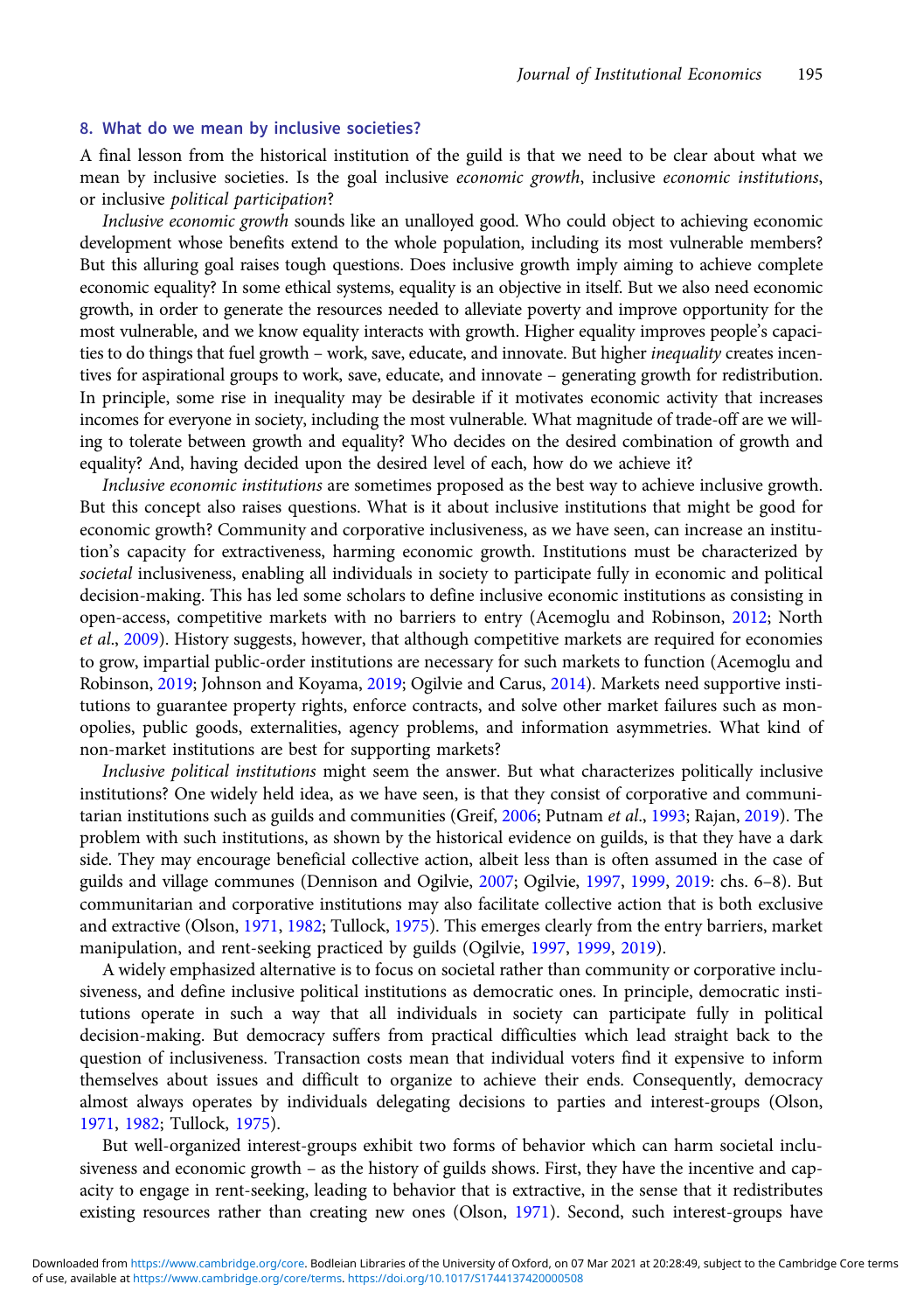## 8. What do we mean by inclusive societies?

A final lesson from the historical institution of the guild is that we need to be clear about what we mean by inclusive societies. Is the goal inclusive *economic growth*, inclusive *economic institutions*, or inclusive *political participation*?

*Inclusive economic growth* sounds like an unalloyed good. Who could object to achieving economic development whose benefits extend to the whole population, including its most vulnerable members? But this alluring goal raises tough questions. Does inclusive growth imply aiming to achieve complete economic equality? In some ethical systems, equality is an objective in itself. But we also need economic growth, in order to generate the resources needed to alleviate poverty and improve opportunity for the most vulnerable, and we know equality interacts with growth. Higher equality improves people's capacities to do things that fuel growth – work, save, educate, and innovate. But higher *inequality* creates incentives for aspirational groups to work, save, educate, and innovate – generating growth for redistribution. In principle, some rise in inequality may be desirable if it motivates economic activity that increases incomes for everyone in society, including the most vulnerable. What magnitude of trade-off are we willing to tolerate between growth and equality? Who decides on the desired combination of growth and equality? And, having decided upon the desired level of each, how do we achieve it?

*Inclusive economic institutions* are sometimes proposed as the best way to achieve inclusive growth. But this concept also raises questions. What is it about inclusive institutions that might be good for economic growth? Community and corporative inclusiveness, as we have seen, can increase an institution's capacity for extractiveness, harming economic growth. Institutions must be characterized by *societal* inclusiveness, enabling all individuals in society to participate fully in economic and political decision-making. This has led some scholars to define inclusive economic institutions as consisting in open-access, competitive markets with no barriers to entry (Acemoglu and Robinson, 2012; North *et al*., 2009). History suggests, however, that although competitive markets are required for economies to grow, impartial public-order institutions are necessary for such markets to function (Acemoglu and Robinson, 2019; Johnson and Koyama, 2019; Ogilvie and Carus, 2014). Markets need supportive institutions to guarantee property rights, enforce contracts, and solve other market failures such as monopolies, public goods, externalities, agency problems, and information asymmetries. What kind of non-market institutions are best for supporting markets?

*Inclusive political institutions* might seem the answer. But what characterizes politically inclusive institutions? One widely held idea, as we have seen, is that they consist of corporative and communitarian institutions such as guilds and communities (Greif, 2006; Putnam *et al*., 1993; Rajan, 2019). The problem with such institutions, as shown by the historical evidence on guilds, is that they have a dark side. They may encourage beneficial collective action, albeit less than is often assumed in the case of guilds and village communes (Dennison and Ogilvie, 2007; Ogilvie, 1997, 1999, 2019: chs. 6–8). But communitarian and corporative institutions may also facilitate collective action that is both exclusive and extractive (Olson, 1971, 1982; Tullock, 1975). This emerges clearly from the entry barriers, market manipulation, and rent-seeking practiced by guilds (Ogilvie, 1997, 1999, 2019).

A widely emphasized alternative is to focus on societal rather than community or corporative inclusiveness, and define inclusive political institutions as democratic ones. In principle, democratic institutions operate in such a way that all individuals in society can participate fully in political decision-making. But democracy suffers from practical difficulties which lead straight back to the question of inclusiveness. Transaction costs mean that individual voters find it expensive to inform themselves about issues and difficult to organize to achieve their ends. Consequently, democracy almost always operates by individuals delegating decisions to parties and interest-groups (Olson, 1971, 1982; Tullock, 1975).

But well-organized interest-groups exhibit two forms of behavior which can harm societal inclusiveness and economic growth – as the history of guilds shows. First, they have the incentive and capacity to engage in rent-seeking, leading to behavior that is extractive, in the sense that it redistributes existing resources rather than creating new ones (Olson, 1971). Second, such interest-groups have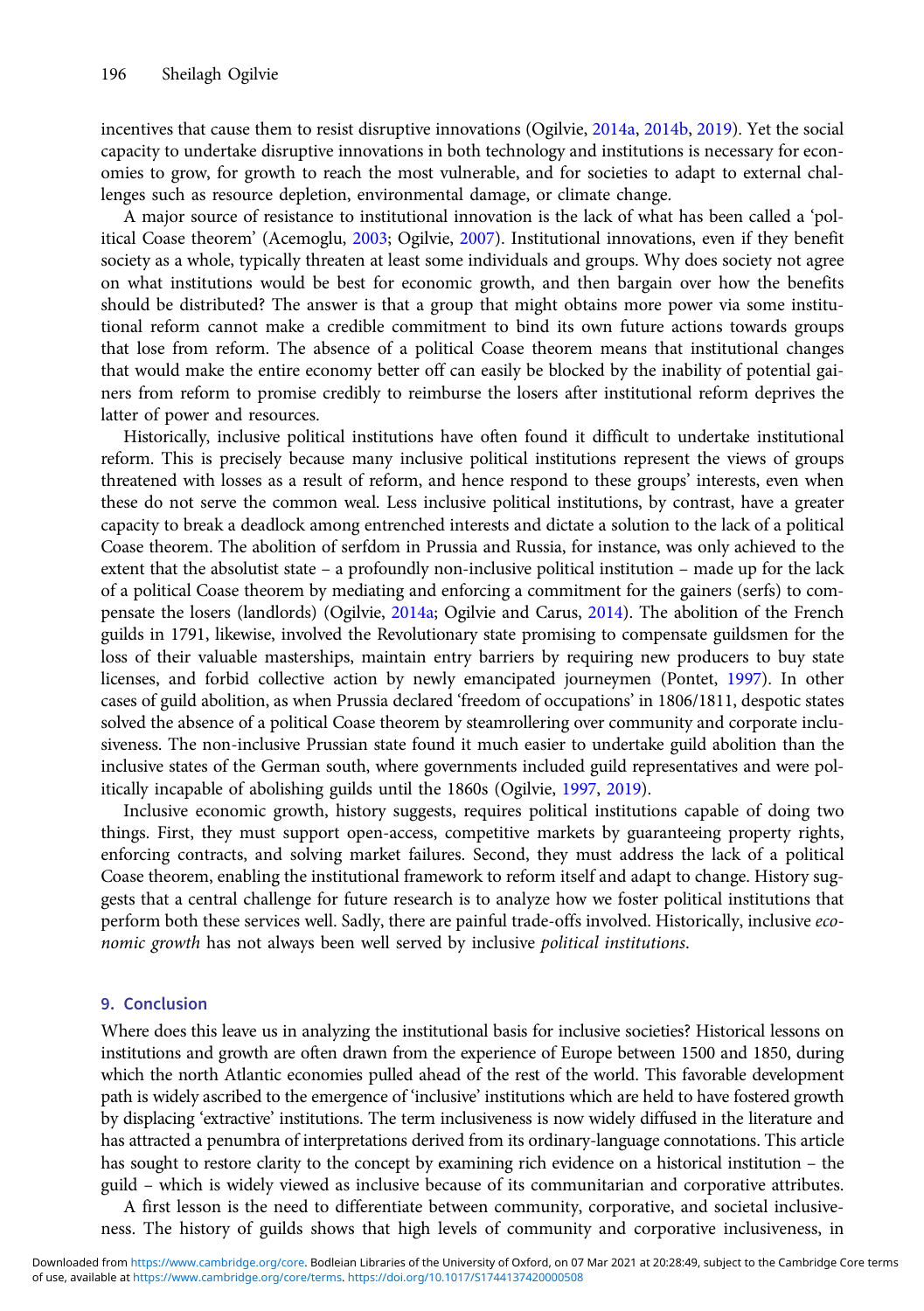incentives that cause them to resist disruptive innovations (Ogilvie, 2014a, 2014b, 2019). Yet the social capacity to undertake disruptive innovations in both technology and institutions is necessary for economies to grow, for growth to reach the most vulnerable, and for societies to adapt to external challenges such as resource depletion, environmental damage, or climate change.

A major source of resistance to institutional innovation is the lack of what has been called a 'political Coase theorem' (Acemoglu, 2003; Ogilvie, 2007). Institutional innovations, even if they benefit society as a whole, typically threaten at least some individuals and groups. Why does society not agree on what institutions would be best for economic growth, and then bargain over how the benefits should be distributed? The answer is that a group that might obtains more power via some institutional reform cannot make a credible commitment to bind its own future actions towards groups that lose from reform. The absence of a political Coase theorem means that institutional changes that would make the entire economy better off can easily be blocked by the inability of potential gainers from reform to promise credibly to reimburse the losers after institutional reform deprives the latter of power and resources.

Historically, inclusive political institutions have often found it difficult to undertake institutional reform. This is precisely because many inclusive political institutions represent the views of groups threatened with losses as a result of reform, and hence respond to these groups' interests, even when these do not serve the common weal. Less inclusive political institutions, by contrast, have a greater capacity to break a deadlock among entrenched interests and dictate a solution to the lack of a political Coase theorem. The abolition of serfdom in Prussia and Russia, for instance, was only achieved to the extent that the absolutist state – a profoundly non-inclusive political institution – made up for the lack of a political Coase theorem by mediating and enforcing a commitment for the gainers (serfs) to compensate the losers (landlords) (Ogilvie, 2014a; Ogilvie and Carus, 2014). The abolition of the French guilds in 1791, likewise, involved the Revolutionary state promising to compensate guildsmen for the loss of their valuable masterships, maintain entry barriers by requiring new producers to buy state licenses, and forbid collective action by newly emancipated journeymen (Pontet, 1997). In other cases of guild abolition, as when Prussia declared 'freedom of occupations' in 1806/1811, despotic states solved the absence of a political Coase theorem by steamrollering over community and corporate inclusiveness. The non-inclusive Prussian state found it much easier to undertake guild abolition than the inclusive states of the German south, where governments included guild representatives and were politically incapable of abolishing guilds until the 1860s (Ogilvie, 1997, 2019).

Inclusive economic growth, history suggests, requires political institutions capable of doing two things. First, they must support open-access, competitive markets by guaranteeing property rights, enforcing contracts, and solving market failures. Second, they must address the lack of a political Coase theorem, enabling the institutional framework to reform itself and adapt to change. History suggests that a central challenge for future research is to analyze how we foster political institutions that perform both these services well. Sadly, there are painful trade-offs involved. Historically, inclusive *economic growth* has not always been well served by inclusive *political institutions*.

## 9. Conclusion

Where does this leave us in analyzing the institutional basis for inclusive societies? Historical lessons on institutions and growth are often drawn from the experience of Europe between 1500 and 1850, during which the north Atlantic economies pulled ahead of the rest of the world. This favorable development path is widely ascribed to the emergence of 'inclusive' institutions which are held to have fostered growth by displacing 'extractive' institutions. The term inclusiveness is now widely diffused in the literature and has attracted a penumbra of interpretations derived from its ordinary-language connotations. This article has sought to restore clarity to the concept by examining rich evidence on a historical institution – the guild – which is widely viewed as inclusive because of its communitarian and corporative attributes.

A first lesson is the need to differentiate between community, corporative, and societal inclusiveness. The history of guilds shows that high levels of community and corporative inclusiveness, in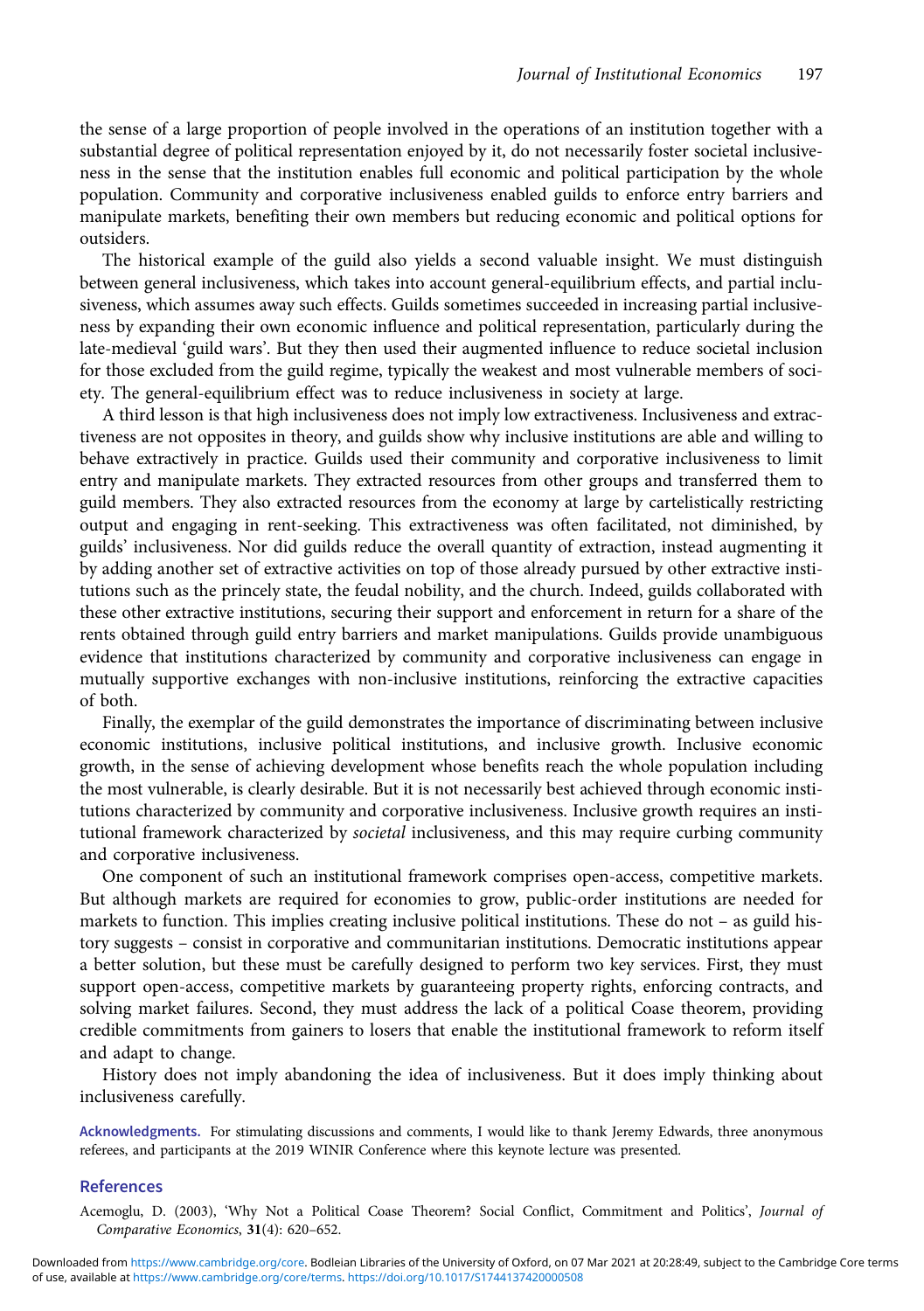the sense of a large proportion of people involved in the operations of an institution together with a substantial degree of political representation enjoyed by it, do not necessarily foster societal inclusiveness in the sense that the institution enables full economic and political participation by the whole population. Community and corporative inclusiveness enabled guilds to enforce entry barriers and manipulate markets, benefiting their own members but reducing economic and political options for outsiders.

The historical example of the guild also yields a second valuable insight. We must distinguish between general inclusiveness, which takes into account general-equilibrium effects, and partial inclusiveness, which assumes away such effects. Guilds sometimes succeeded in increasing partial inclusiveness by expanding their own economic influence and political representation, particularly during the late-medieval 'guild wars'. But they then used their augmented influence to reduce societal inclusion for those excluded from the guild regime, typically the weakest and most vulnerable members of society. The general-equilibrium effect was to reduce inclusiveness in society at large.

A third lesson is that high inclusiveness does not imply low extractiveness. Inclusiveness and extractiveness are not opposites in theory, and guilds show why inclusive institutions are able and willing to behave extractively in practice. Guilds used their community and corporative inclusiveness to limit entry and manipulate markets. They extracted resources from other groups and transferred them to guild members. They also extracted resources from the economy at large by cartelistically restricting output and engaging in rent-seeking. This extractiveness was often facilitated, not diminished, by guilds' inclusiveness. Nor did guilds reduce the overall quantity of extraction, instead augmenting it by adding another set of extractive activities on top of those already pursued by other extractive institutions such as the princely state, the feudal nobility, and the church. Indeed, guilds collaborated with these other extractive institutions, securing their support and enforcement in return for a share of the rents obtained through guild entry barriers and market manipulations. Guilds provide unambiguous evidence that institutions characterized by community and corporative inclusiveness can engage in mutually supportive exchanges with non-inclusive institutions, reinforcing the extractive capacities of both.

Finally, the exemplar of the guild demonstrates the importance of discriminating between inclusive economic institutions, inclusive political institutions, and inclusive growth. Inclusive economic growth, in the sense of achieving development whose benefits reach the whole population including the most vulnerable, is clearly desirable. But it is not necessarily best achieved through economic institutions characterized by community and corporative inclusiveness. Inclusive growth requires an institutional framework characterized by *societal* inclusiveness, and this may require curbing community and corporative inclusiveness.

One component of such an institutional framework comprises open-access, competitive markets. But although markets are required for economies to grow, public-order institutions are needed for markets to function. This implies creating inclusive political institutions. These do not – as guild history suggests – consist in corporative and communitarian institutions. Democratic institutions appear a better solution, but these must be carefully designed to perform two key services. First, they must support open-access, competitive markets by guaranteeing property rights, enforcing contracts, and solving market failures. Second, they must address the lack of a political Coase theorem, providing credible commitments from gainers to losers that enable the institutional framework to reform itself and adapt to change.

History does not imply abandoning the idea of inclusiveness. But it does imply thinking about inclusiveness carefully.

**Acknowledgments.** For stimulating discussions and comments, I would like to thank Jeremy Edwards, three anonymous referees, and participants at the 2019 WINIR Conference where this keynote lecture was presented.

## References

Acemoglu, D. (2003), 'Why Not a Political Coase Theorem? Social Conflict, Commitment and Politics', *Journal of Comparative Economics*, **31**(4): 620–652.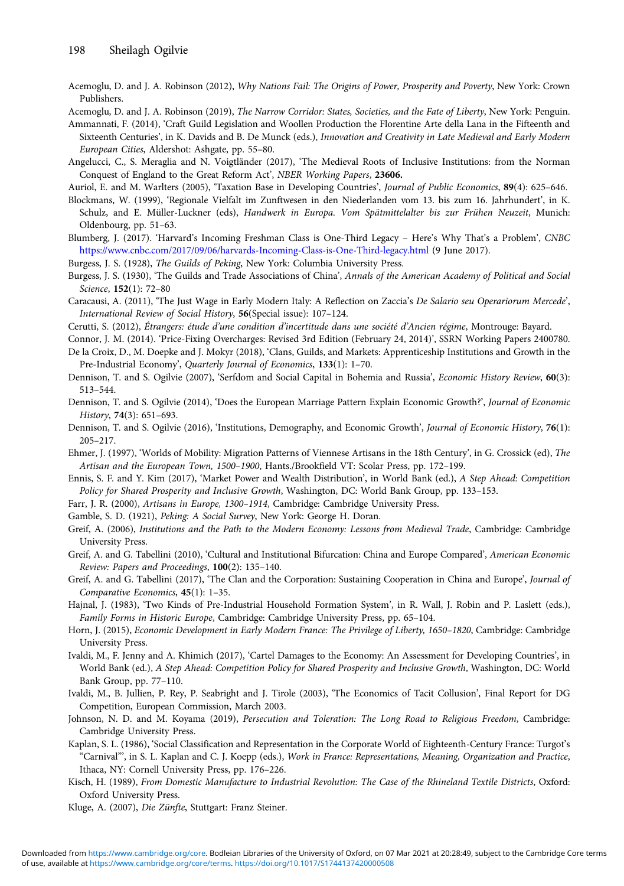Acemoglu, D. and J. A. Robinson (2012), *Why Nations Fail: The Origins of Power, Prosperity and Poverty*, New York: Crown Publishers.

Acemoglu, D. and J. A. Robinson (2019), *The Narrow Corridor: States, Societies, and the Fate of Liberty*, New York: Penguin.

Ammannati, F. (2014), 'Craft Guild Legislation and Woollen Production the Florentine Arte della Lana in the Fifteenth and Sixteenth Centuries', in K. Davids and B. De Munck (eds.), *Innovation and Creativity in Late Medieval and Early Modern European Cities*, Aldershot: Ashgate, pp. 55–80.

Angelucci, C., S. Meraglia and N. Voigtländer (2017), 'The Medieval Roots of Inclusive Institutions: from the Norman Conquest of England to the Great Reform Act', *NBER Working Papers*, **23606.**

Auriol, E. and M. Warlters (2005), 'Taxation Base in Developing Countries', *Journal of Public Economics*, **89**(4): 625–646.

Blockmans, W. (1999), 'Regionale Vielfalt im Zunftwesen in den Niederlanden vom 13. bis zum 16. Jahrhundert', in K. Schulz, and E. Müller-Luckner (eds), *Handwerk in Europa. Vom Spätmittelalter bis zur Frühen Neuzeit*, Munich: Oldenbourg, pp. 51–63.

Blumberg, J. (2017). 'Harvard's Incoming Freshman Class is One-Third Legacy – Here's Why That's a Problem', *CNBC* https://www.cnbc.com/2017/09/06/harvards-Incoming-Class-is-One-Third-legacy.html (9 June 2017).

Burgess, J. S. (1928), *The Guilds of Peking*, New York: Columbia University Press.

Burgess, J. S. (1930), 'The Guilds and Trade Associations of China', *Annals of the American Academy of Political and Social Science*, **152**(1): 72–80

Caracausi, A. (2011), 'The Just Wage in Early Modern Italy: A Reflection on Zaccia's *De Salario seu Operariorum Mercede*', *International Review of Social History*, **56**(Special issue): 107–124.

Cerutti, S. (2012), *Étrangers: étude d'une condition d'incertitude dans une société d'Ancien régime*, Montrouge: Bayard.

Connor, J. M. (2014). 'Price-Fixing Overcharges: Revised 3rd Edition (February 24, 2014)', SSRN Working Papers 2400780.

De la Croix, D., M. Doepke and J. Mokyr (2018), 'Clans, Guilds, and Markets: Apprenticeship Institutions and Growth in the Pre-Industrial Economy', *Quarterly Journal of Economics*, **133**(1): 1–70.

Dennison, T. and S. Ogilvie (2007), 'Serfdom and Social Capital in Bohemia and Russia', *Economic History Review*, **60**(3): 513–544.

Dennison, T. and S. Ogilvie (2014), 'Does the European Marriage Pattern Explain Economic Growth?', *Journal of Economic History*, **74**(3): 651–693.

Dennison, T. and S. Ogilvie (2016), 'Institutions, Demography, and Economic Growth', *Journal of Economic History*, **76**(1): 205–217.

Ehmer, J. (1997), 'Worlds of Mobility: Migration Patterns of Viennese Artisans in the 18th Century', in G. Crossick (ed), *The Artisan and the European Town, 1500–1900*, Hants./Brookfield VT: Scolar Press, pp. 172–199.

Ennis, S. F. and Y. Kim (2017), 'Market Power and Wealth Distribution', in World Bank (ed.), *A Step Ahead: Competition Policy for Shared Prosperity and Inclusive Growth*, Washington, DC: World Bank Group, pp. 133–153.

Farr, J. R. (2000), *Artisans in Europe, 1300–1914*, Cambridge: Cambridge University Press.

Gamble, S. D. (1921), *Peking: A Social Survey*, New York: George H. Doran.

Greif, A. (2006), *Institutions and the Path to the Modern Economy: Lessons from Medieval Trade*, Cambridge: Cambridge University Press.

Greif, A. and G. Tabellini (2010), 'Cultural and Institutional Bifurcation: China and Europe Compared', *American Economic Review: Papers and Proceedings*, **100**(2): 135–140.

Greif, A. and G. Tabellini (2017), 'The Clan and the Corporation: Sustaining Cooperation in China and Europe', *Journal of Comparative Economics*, **45**(1): 1–35.

Hajnal, J. (1983), 'Two Kinds of Pre-Industrial Household Formation System', in R. Wall, J. Robin and P. Laslett (eds.), *Family Forms in Historic Europe*, Cambridge: Cambridge University Press, pp. 65–104.

Horn, J. (2015), *Economic Development in Early Modern France: The Privilege of Liberty, 1650–1820*, Cambridge: Cambridge University Press.

Ivaldi, M., F. Jenny and A. Khimich (2017), 'Cartel Damages to the Economy: An Assessment for Developing Countries', in World Bank (ed.), *A Step Ahead: Competition Policy for Shared Prosperity and Inclusive Growth*, Washington, DC: World Bank Group, pp. 77–110.

Ivaldi, M., B. Jullien, P. Rey, P. Seabright and J. Tirole (2003), 'The Economics of Tacit Collusion', Final Report for DG Competition, European Commission, March 2003.

Johnson, N. D. and M. Koyama (2019), *Persecution and Toleration: The Long Road to Religious Freedom*, Cambridge: Cambridge University Press.

Kaplan, S. L. (1986), 'Social Classification and Representation in the Corporate World of Eighteenth-Century France: Turgot's "Carnival"', in S. L. Kaplan and C. J. Koepp (eds.), *Work in France: Representations, Meaning, Organization and Practice*, Ithaca, NY: Cornell University Press, pp. 176–226.

Kisch, H. (1989), *From Domestic Manufacture to Industrial Revolution: The Case of the Rhineland Textile Districts*, Oxford: Oxford University Press.

Kluge, A. (2007), *Die Zünfte*, Stuttgart: Franz Steiner.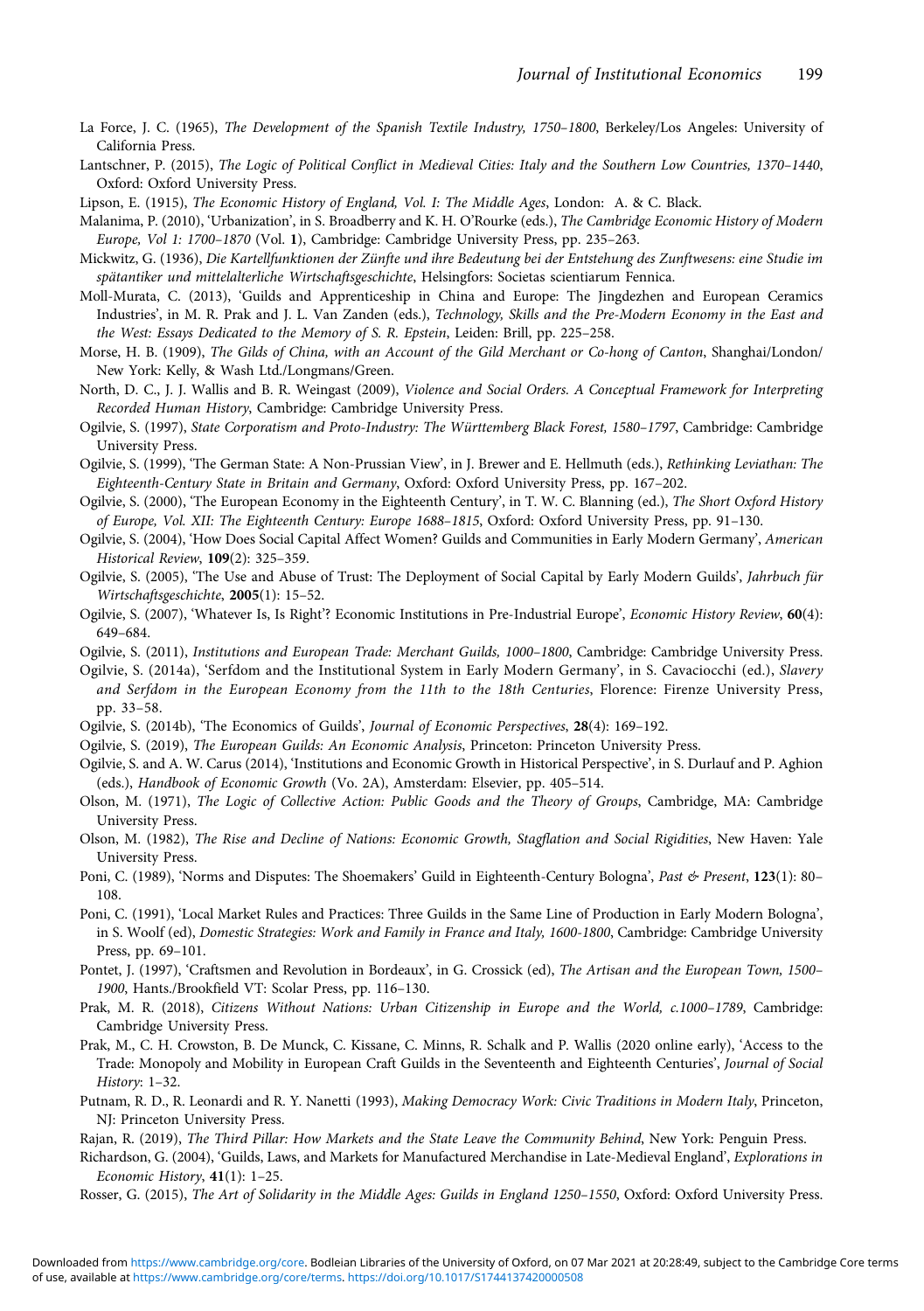La Force, J. C. (1965), *The Development of the Spanish Textile Industry, 1750–1800*, Berkeley/Los Angeles: University of California Press.

Lantschner, P. (2015), *The Logic of Political Conflict in Medieval Cities: Italy and the Southern Low Countries, 1370–1440*, Oxford: Oxford University Press.

Lipson, E. (1915), *The Economic History of England, Vol. I: The Middle Ages*, London: A. & C. Black.

Malanima, P. (2010), 'Urbanization', in S. Broadberry and K. H. O'Rourke (eds.), *The Cambridge Economic History of Modern Europe, Vol 1: 1700–1870* (Vol. **1**), Cambridge: Cambridge University Press, pp. 235–263.

Mickwitz, G. (1936), *Die Kartellfunktionen der Zünfte und ihre Bedeutung bei der Entstehung des Zunftwesens: eine Studie im spätantiker und mittelalterliche Wirtschaftsgeschichte*, Helsingfors: Societas scientiarum Fennica.

Moll-Murata, C. (2013), 'Guilds and Apprenticeship in China and Europe: The Jingdezhen and European Ceramics Industries', in M. R. Prak and J. L. Van Zanden (eds.), *Technology, Skills and the Pre-Modern Economy in the East and the West: Essays Dedicated to the Memory of S. R. Epstein*, Leiden: Brill, pp. 225–258.

Morse, H. B. (1909), *The Gilds of China, with an Account of the Gild Merchant or Co-hong of Canton*, Shanghai/London/New York: Kelly, & Wash Ltd./Longmans/Green.

North, D. C., J. J. Wallis and B. R. Weingast (2009), *Violence and Social Orders. A Conceptual Framework for Interpreting Recorded Human History*, Cambridge: Cambridge University Press.

Ogilvie, S. (1997), *State Corporatism and Proto-Industry: The Württemberg Black Forest, 1580–1797*, Cambridge: Cambridge University Press.

Ogilvie, S. (1999), 'The German State: A Non-Prussian View', in J. Brewer and E. Hellmuth (eds.), *Rethinking Leviathan: The Eighteenth-Century State in Britain and Germany*, Oxford: Oxford University Press, pp. 167–202.

Ogilvie, S. (2000), 'The European Economy in the Eighteenth Century', in T. W. C. Blanning (ed.), *The Short Oxford History of Europe, Vol. XII: The Eighteenth Century: Europe 1688–1815*, Oxford: Oxford University Press, pp. 91–130.

Ogilvie, S. (2004), 'How Does Social Capital Affect Women? Guilds and Communities in Early Modern Germany', *American Historical Review*, **109**(2): 325–359.

Ogilvie, S. (2005), 'The Use and Abuse of Trust: The Deployment of Social Capital by Early Modern Guilds', *Jahrbuch für Wirtschaftsgeschichte*, **2005**(1): 15–52.

Ogilvie, S. (2007), 'Whatever Is, Is Right'? Economic Institutions in Pre-Industrial Europe', *Economic History Review*, **60**(4): 649–684.

Ogilvie, S. (2011), *Institutions and European Trade: Merchant Guilds, 1000–1800*, Cambridge: Cambridge University Press.

Ogilvie, S. (2014a), 'Serfdom and the Institutional System in Early Modern Germany', in S. Cavaciocchi (ed.), *Slavery and Serfdom in the European Economy from the 11th to the 18th Centuries*, Florence: Firenze University Press, pp. 33–58.

Ogilvie, S. (2014b), 'The Economics of Guilds', *Journal of Economic Perspectives*, **28**(4): 169–192.

Ogilvie, S. (2019), *The European Guilds: An Economic Analysis*, Princeton: Princeton University Press.

Ogilvie, S. and A. W. Carus (2014), 'Institutions and Economic Growth in Historical Perspective', in S. Durlauf and P. Aghion (eds.), *Handbook of Economic Growth* (Vo. 2A), Amsterdam: Elsevier, pp. 405–514.

Olson, M. (1971), *The Logic of Collective Action: Public Goods and the Theory of Groups*, Cambridge, MA: Cambridge University Press.

Olson, M. (1982), *The Rise and Decline of Nations: Economic Growth, Stagflation and Social Rigidities*, New Haven: Yale University Press.

Poni, C. (1989), 'Norms and Disputes: The Shoemakers' Guild in Eighteenth-Century Bologna', *Past & Present*, **123**(1): 80–108.

Poni, C. (1991), 'Local Market Rules and Practices: Three Guilds in the Same Line of Production in Early Modern Bologna', in S. Woolf (ed), *Domestic Strategies: Work and Family in France and Italy, 1600-1800*, Cambridge: Cambridge University Press, pp. 69–101.

Pontet, J. (1997), 'Craftsmen and Revolution in Bordeaux', in G. Crossick (ed), *The Artisan and the European Town, 1500–1900*, Hants./Brookfield VT: Scolar Press, pp. 116–130.

Prak, M. R. (2018), *Citizens Without Nations: Urban Citizenship in Europe and the World, c.1000–1789*, Cambridge: Cambridge University Press.

Prak, M., C. H. Crowston, B. De Munck, C. Kissane, C. Minns, R. Schalk and P. Wallis (2020 online early), 'Access to the Trade: Monopoly and Mobility in European Craft Guilds in the Seventeenth and Eighteenth Centuries', *Journal of Social History*: 1–32.

Putnam, R. D., R. Leonardi and R. Y. Nanetti (1993), *Making Democracy Work: Civic Traditions in Modern Italy*, Princeton, NJ: Princeton University Press.

Rajan, R. (2019), *The Third Pillar: How Markets and the State Leave the Community Behind*, New York: Penguin Press.

Richardson, G. (2004), 'Guilds, Laws, and Markets for Manufactured Merchandise in Late-Medieval England', *Explorations in Economic History*, **41**(1): 1–25.

Rosser, G. (2015), *The Art of Solidarity in the Middle Ages: Guilds in England 1250–1550*, Oxford: Oxford University Press.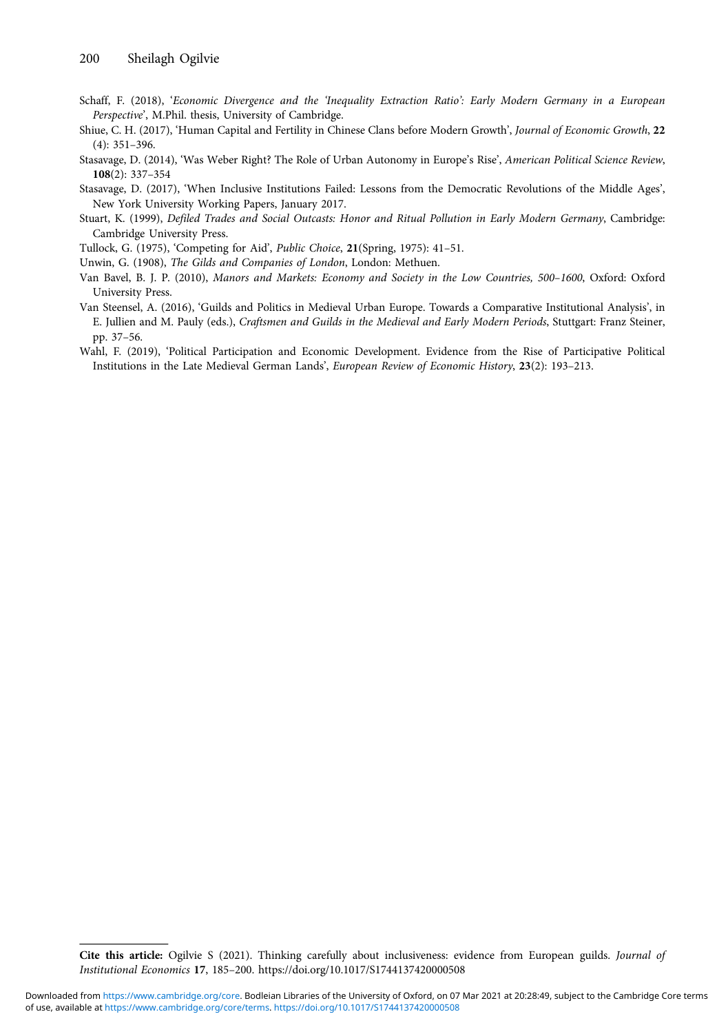Schaff, F. (2018), '*Economic Divergence and the 'Inequality Extraction Ratio': Early Modern Germany in a European Perspective*', M.Phil. thesis, University of Cambridge.

Shiue, C. H. (2017), 'Human Capital and Fertility in Chinese Clans before Modern Growth', *Journal of Economic Growth*, **22** (4): 351–396.

Stasavage, D. (2014), 'Was Weber Right? The Role of Urban Autonomy in Europe's Rise', *American Political Science Review*, **108**(2): 337–354

Stasavage, D. (2017), 'When Inclusive Institutions Failed: Lessons from the Democratic Revolutions of the Middle Ages', New York University Working Papers, January 2017.

Stuart, K. (1999), *Defiled Trades and Social Outcasts: Honor and Ritual Pollution in Early Modern Germany*, Cambridge: Cambridge University Press.

Tullock, G. (1975), 'Competing for Aid', *Public Choice*, **21**(Spring, 1975): 41–51.

Unwin, G. (1908), *The Gilds and Companies of London*, London: Methuen.

Van Bavel, B. J. P. (2010), *Manors and Markets: Economy and Society in the Low Countries, 500–1600*, Oxford: Oxford University Press.

Van Steensel, A. (2016), 'Guilds and Politics in Medieval Urban Europe. Towards a Comparative Institutional Analysis', in E. Jullien and M. Pauly (eds.), *Craftsmen and Guilds in the Medieval and Early Modern Periods*, Stuttgart: Franz Steiner, pp. 37–56.

Wahl, F. (2019), 'Political Participation and Economic Development. Evidence from the Rise of Participative Political Institutions in the Late Medieval German Lands', *European Review of Economic History*, **23**(2): 193–213.

**Cite this article:** Ogilvie S (2021). Thinking carefully about inclusiveness: evidence from European guilds. *Journal of Institutional Economics* **17**, 185–200. https://doi.org/10.1017/S1744137420000508